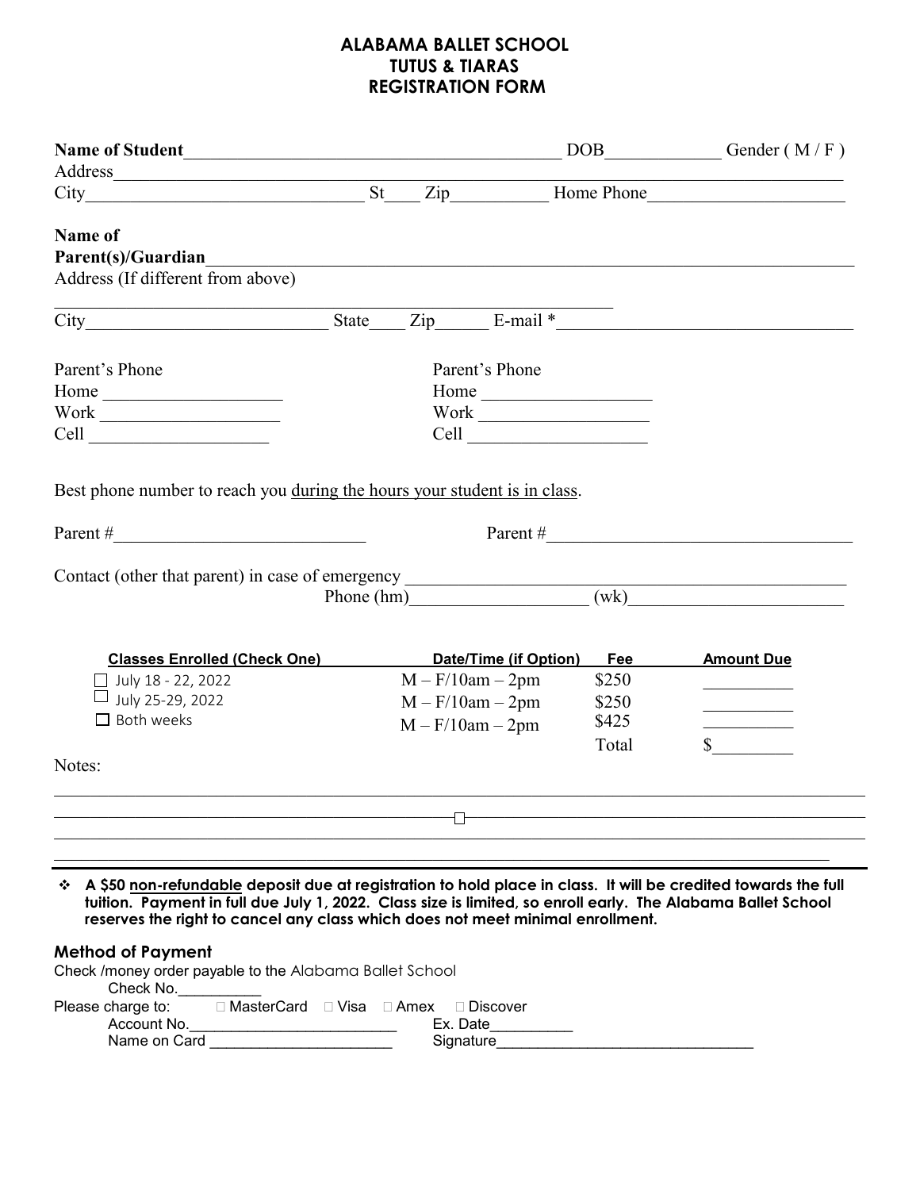# ALABAMA BALLET SCHOOL
# TUTUS & TIARAS
# REGISTRATION FORM

**Name of Student**_______________________________________ DOB_____________ Gender ( M / F )

Address_______________________________________________________________________

City_______________________________ St____ Zip__________ Home Phone____________________

**Name of Parent(s)/Guardian**___________________________________________________________

Address (If different from above)

_______________________________________________________________

City___________________________ State____ Zip______ E-mail *________________________________

| Parent's Phone | Parent's Phone |
|---|---|
| Home ____________________ | Home ____________________ |
| Work ____________________ | Work ____________________ |
| Cell ____________________ | Cell ____________________ |

Best phone number to reach you <u>during the hours your student is in class</u>.

Parent #___________________________ Parent #_________________________________

Contact (other that parent) in case of emergency ___________________________________________

Phone (hm)___________________ (wk)________________________

| Classes Enrolled (Check One) | Date/Time (if Option) | Fee | Amount Due |
|---|---|---|---|
| ☐ July 18 - 22, 2022 | M – F/10am – 2pm | $250 | __________ |
| ☐ July 25-29, 2022 | M – F/10am – 2pm | $250 | __________ |
| ☐ Both weeks | M – F/10am – 2pm | $425 | __________ |
| | | Total | $________ |

Notes:

_______________________________________________________________________________

_______________________________________________________________________________

_______________________________________________________________________________

_______________________________________________________________________________

- **A $50 <u>non-refundable</u> deposit due at registration to hold place in class. It will be credited towards the full tuition. Payment in full due July 1, 2022. Class size is limited, so enroll early. The Alabama Ballet School reserves the right to cancel any class which does not meet minimal enrollment.**

## Method of Payment

Check /money order payable to the Alabama Ballet School

Check No.__________

Please charge to: ☐ MasterCard ☐ Visa ☐ Amex ☐ Discover

Account No.________________________ Ex. Date__________

Name on Card ______________________ Signature______________________________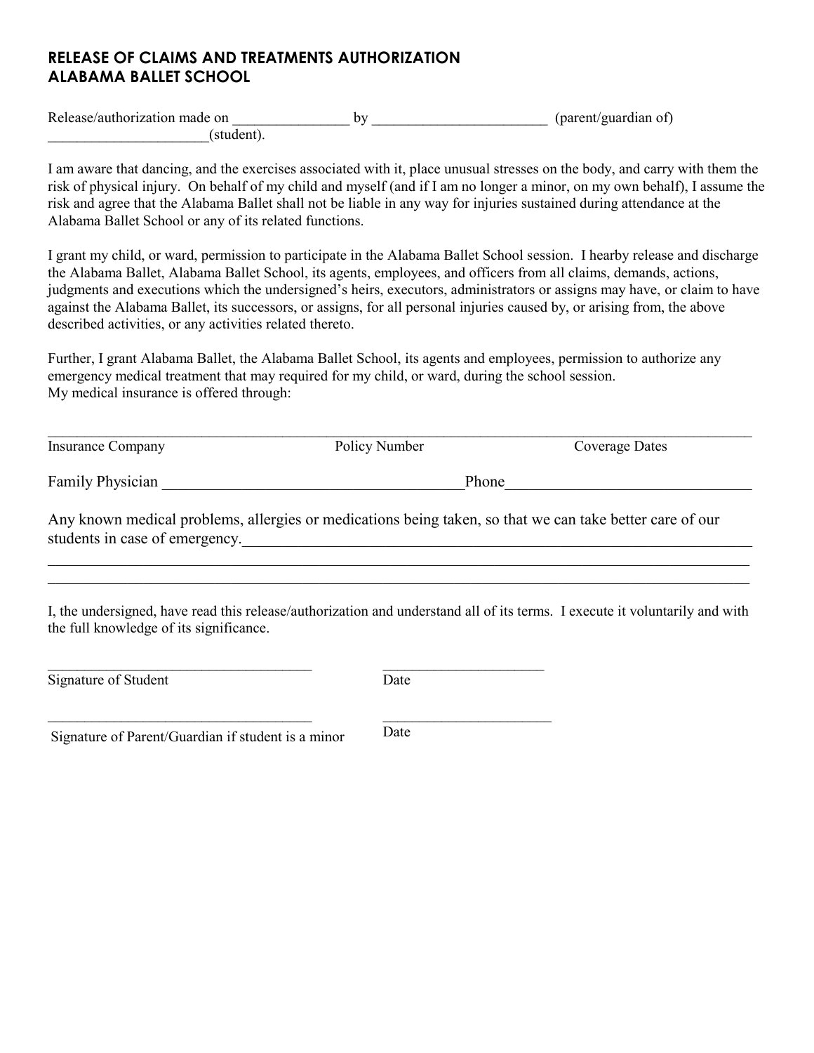# RELEASE OF CLAIMS AND TREATMENTS AUTHORIZATION
# ALABAMA BALLET SCHOOL

Release/authorization made on ________________ by ________________________ (parent/guardian of) ______________________(student).

I am aware that dancing, and the exercises associated with it, place unusual stresses on the body, and carry with them the risk of physical injury. On behalf of my child and myself (and if I am no longer a minor, on my own behalf), I assume the risk and agree that the Alabama Ballet shall not be liable in any way for injuries sustained during attendance at the Alabama Ballet School or any of its related functions.

I grant my child, or ward, permission to participate in the Alabama Ballet School session. I hearby release and discharge the Alabama Ballet, Alabama Ballet School, its agents, employees, and officers from all claims, demands, actions, judgments and executions which the undersigned's heirs, executors, administrators or assigns may have, or claim to have against the Alabama Ballet, its successors, or assigns, for all personal injuries caused by, or arising from, the above described activities, or any activities related thereto.

Further, I grant Alabama Ballet, the Alabama Ballet School, its agents and employees, permission to authorize any emergency medical treatment that may required for my child, or ward, during the school session.
My medical insurance is offered through:

_____________________________________________________________________________________________

Insurance Company          Policy Number          Coverage Dates

Family Physician ______________________________________Phone_______________________________

Any known medical problems, allergies or medications being taken, so that we can take better care of our students in case of emergency.____________________________________________________________________

_____________________________________________________________________________________________

_____________________________________________________________________________________________

I, the undersigned, have read this release/authorization and understand all of its terms. I execute it voluntarily and with the full knowledge of its significance.

_____________________________________          ______________________

Signature of Student          Date

_____________________________________          _______________________

Signature of Parent/Guardian if student is a minor          Date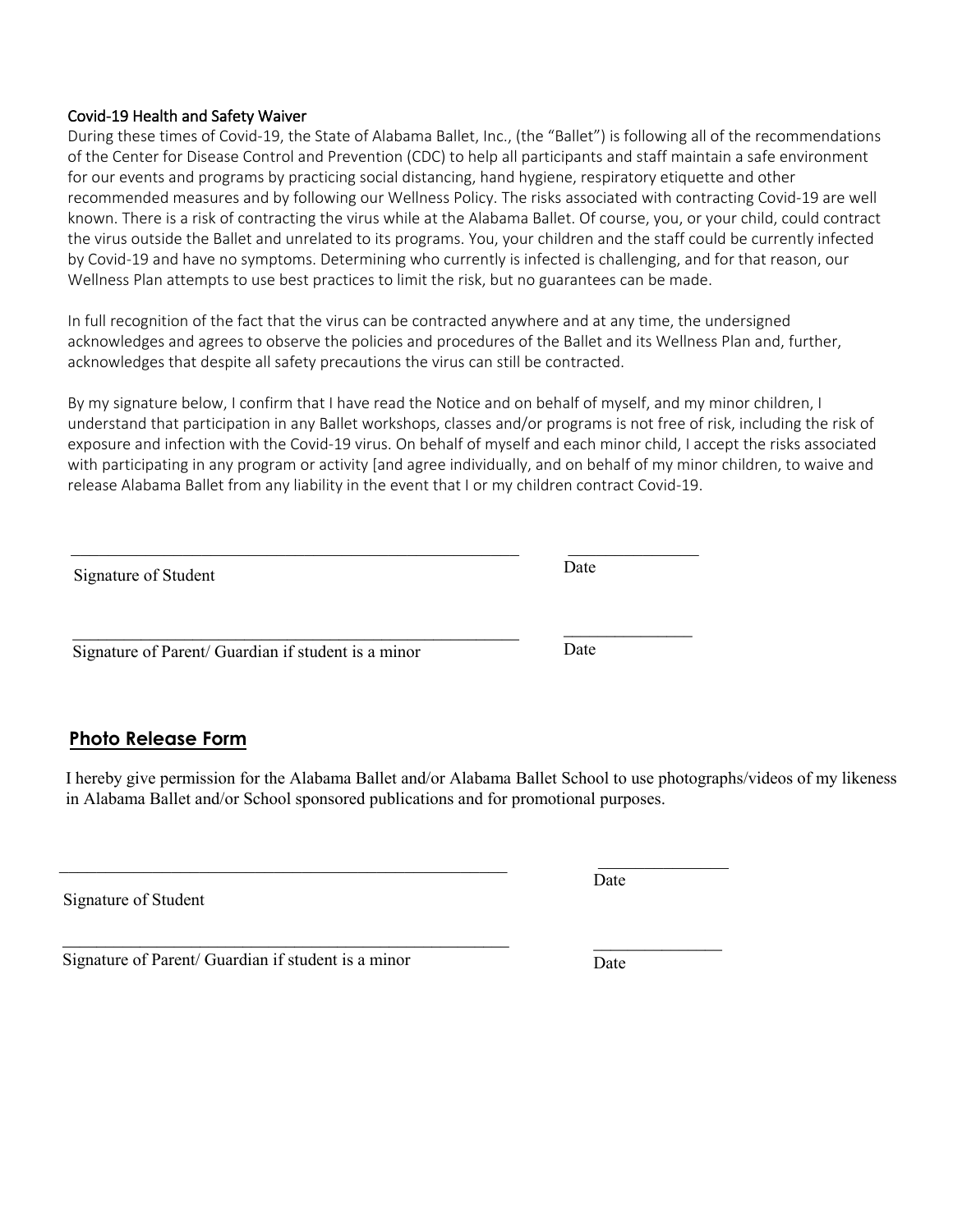**Covid-19 Health and Safety Waiver**

During these times of Covid-19, the State of Alabama Ballet, Inc., (the "Ballet") is following all of the recommendations of the Center for Disease Control and Prevention (CDC) to help all participants and staff maintain a safe environment for our events and programs by practicing social distancing, hand hygiene, respiratory etiquette and other recommended measures and by following our Wellness Policy. The risks associated with contracting Covid-19 are well known. There is a risk of contracting the virus while at the Alabama Ballet. Of course, you, or your child, could contract the virus outside the Ballet and unrelated to its programs. You, your children and the staff could be currently infected by Covid-19 and have no symptoms. Determining who currently is infected is challenging, and for that reason, our Wellness Plan attempts to use best practices to limit the risk, but no guarantees can be made.

In full recognition of the fact that the virus can be contracted anywhere and at any time, the undersigned acknowledges and agrees to observe the policies and procedures of the Ballet and its Wellness Plan and, further, acknowledges that despite all safety precautions the virus can still be contracted.

By my signature below, I confirm that I have read the Notice and on behalf of myself, and my minor children, I understand that participation in any Ballet workshops, classes and/or programs is not free of risk, including the risk of exposure and infection with the Covid-19 virus. On behalf of myself and each minor child, I accept the risks associated with participating in any program or activity [and agree individually, and on behalf of my minor children, to waive and release Alabama Ballet from any liability in the event that I or my children contract Covid-19.

______________________________________________________ ______________

Signature of Student Date

______________________________________________________ ______________

Signature of Parent/ Guardian if student is a minor Date

## Photo Release Form

I hereby give permission for the Alabama Ballet and/or Alabama Ballet School to use photographs/videos of my likeness in Alabama Ballet and/or School sponsored publications and for promotional purposes.

______________________________________________________ ______________

Signature of Student Date

______________________________________________________ ______________

Signature of Parent/ Guardian if student is a minor Date